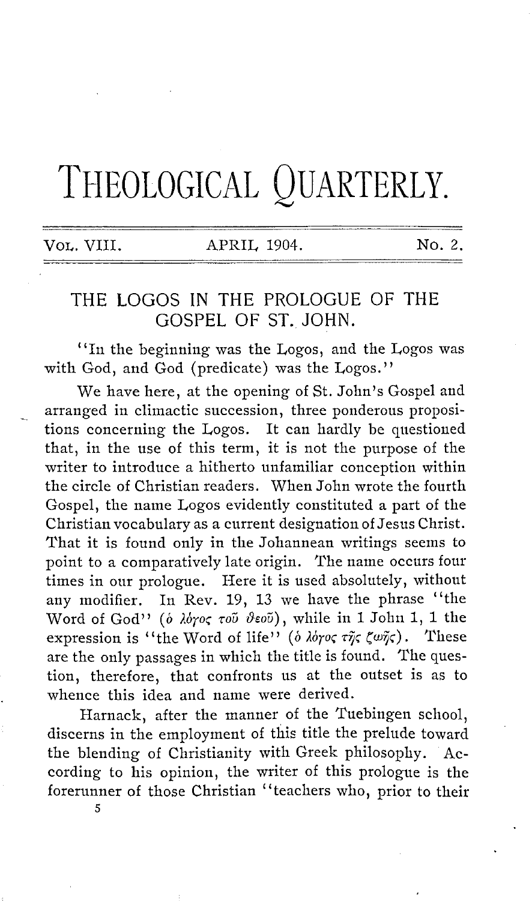# THEOLOGICAL QUARTERLY.

VOL. VIII. APRIL 1904. No. 2.

## THE LOGOS IN THE PROLOGUE OF THE GOSPEL OF ST. JOHN.

"In the beginning was the Logos, and the Logos was with God, and God (predicate) was the Logos."

We have here, at the opening of St. John's Gospel and arranged in climactic succession, three ponderous propositions concerning the Logos. It can hardly be questioned that, in the use of this term, it is not the purpose of the writer to introduce a hitherto unfamiliar conception within the circle of Christian readers. When John wrote the fourth Gospel, the name Logos evidently constituted a part of the Christian vocabulary as a current designation of Jesus Christ. That it is found only in the Johannean writings seems to point to a comparatively late origin. The name occurs four times in our prologue. Here it is used absolutely, without any modifier. In Rev. 19, 13 we have the phrase "the Word of God" (ὁ λόγος τοῦ θεοῦ), while in 1 John 1, 1 the expression is "the Word of life" (ὁ λόγος τῆς ζωῆς). These are the only passages in which the title is found. The question, therefore, that confronts us at the outset is as to whence this idea and name were derived.

Harnack, after the manner of the Tuebingen school, discerns in the employment of this title the prelude toward the blending of Christianity with Greek philosophy. According to his opinion, the writer of this prologue is the forerunner of those Christian "teachers who, prior to their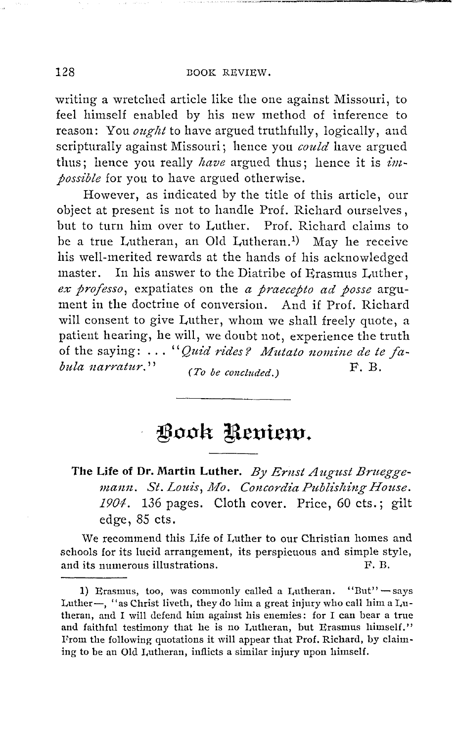writing a wretched article like the one against Missouri, to feel himself enabled by his new method of inference to reason: You *ought* to have argued truthfully, logically, and scripturally against Missouri; hence you *could* have argued thus; hence you really *have* argued thus; hence it is *impossible* for you to have argued otherwise.

However, as indicated by the title of this article, our object at present is not to handle Prof. Richard ourselves, but to turn him over to Luther. Prof. Richard claims to be a true Lutheran, an Old Lutheran.[1] May he receive his well-merited rewards at the hands of his acknowledged master. In his answer to the Diatribe of Erasmus Luther, *ex professo*, expatiates on the *a praecepto ad posse* argument in the doctrine of conversion. And if Prof. Richard will consent to give Luther, whom we shall freely quote, a patient hearing, he will, we doubt not, experience the truth of the saying: ... "*Quid rides? Mutato nomine de te fabula narratur.*"

*(To be concluded.)*

F. B.

---

# Book Review.

**The Life of Dr. Martin Luther.** *By Ernst August Brueggemann. St. Louis, Mo. Concordia Publishing House. 1904.* 136 pages. Cloth cover. Price, 60 cts.; gilt edge, 85 cts.

We recommend this Life of Luther to our Christian homes and schools for its lucid arrangement, its perspicuous and simple style, and its numerous illustrations.

F. B.

---

1) Erasmus, too, was commonly called a Lutheran. "But" — says Luther —, "as Christ liveth, they do him a great injury who call him a Lutheran, and I will defend him against his enemies: for I can bear a true and faithful testimony that he is no Lutheran, but Erasmus himself." From the following quotations it will appear that Prof. Richard, by claiming to be an Old Lutheran, inflicts a similar injury upon himself.